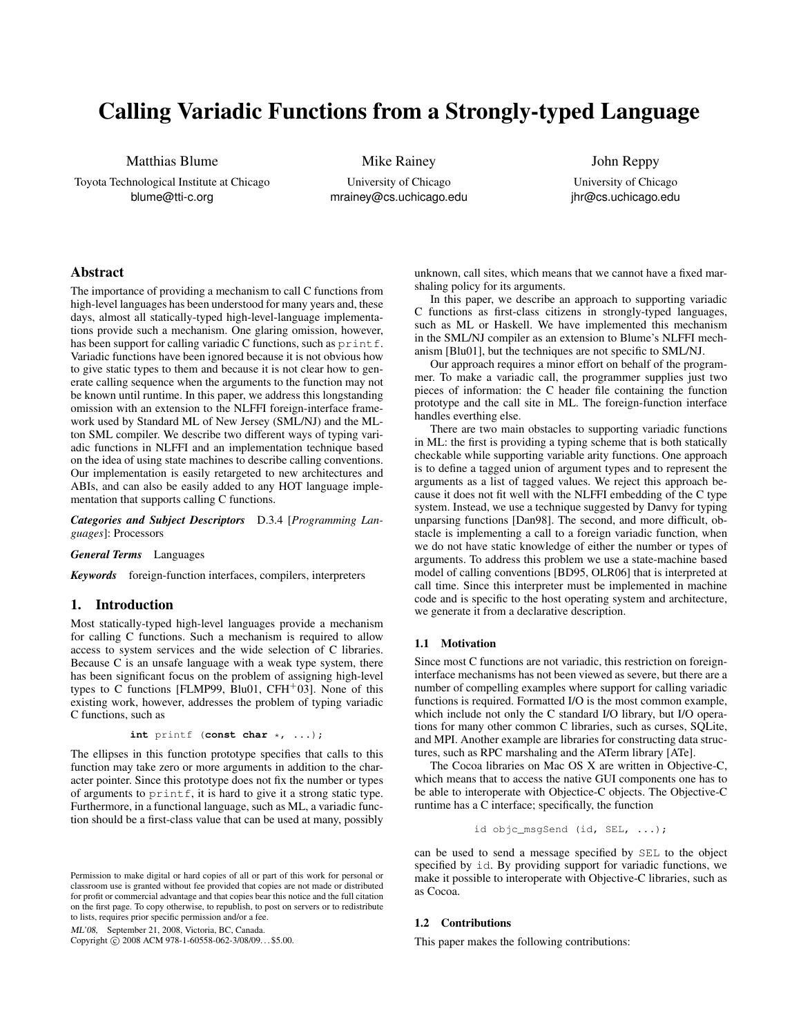# Calling Variadic Functions from a Strongly-typed Language

Matthias Blume
Toyota Technological Institute at Chicago
blume@tti-c.org

Mike Rainey
University of Chicago
mrainey@cs.uchicago.edu

John Reppy
University of Chicago
jhr@cs.uchicago.edu

## Abstract

The importance of providing a mechanism to call C functions from high-level languages has been understood for many years and, these days, almost all statically-typed high-level-language implementations provide such a mechanism. One glaring omission, however, has been support for calling variadic C functions, such as `printf`. Variadic functions have been ignored because it is not obvious how to give static types to them and because it is not clear how to generate calling sequence when the arguments to the function may not be known until runtime. In this paper, we address this longstanding omission with an extension to the NLFFI foreign-interface framework used by Standard ML of New Jersey (SML/NJ) and the MLton SML compiler. We describe two different ways of typing variadic functions in NLFFI and an implementation technique based on the idea of using state machines to describe calling conventions. Our implementation is easily retargeted to new architectures and ABIs, and can also be easily added to any HOT language implementation that supports calling C functions.

***Categories and Subject Descriptors*** D.3.4 [*Programming Languages*]: Processors

***General Terms*** Languages

***Keywords*** foreign-function interfaces, compilers, interpreters

## 1. Introduction

Most statically-typed high-level languages provide a mechanism for calling C functions. Such a mechanism is required to allow access to system services and the wide selection of C libraries. Because C is an unsafe language with a weak type system, there has been significant focus on the problem of assigning high-level types to C functions [FLMP99, Blu01, CFH+03]. None of this existing work, however, addresses the problem of typing variadic C functions, such as

```
int printf (const char *, ...);
```

The ellipses in this function prototype specifies that calls to this function may take zero or more arguments in addition to the character pointer. Since this prototype does not fix the number or types of arguments to `printf`, it is hard to give it a strong static type. Furthermore, in a functional language, such as ML, a variadic function should be a first-class value that can be used at many, possibly unknown, call sites, which means that we cannot have a fixed marshaling policy for its arguments.

In this paper, we describe an approach to supporting variadic C functions as first-class citizens in strongly-typed languages, such as ML or Haskell. We have implemented this mechanism in the SML/NJ compiler as an extension to Blume's NLFFI mechanism [Blu01], but the techniques are not specific to SML/NJ.

Our approach requires a minor effort on behalf of the programmer. To make a variadic call, the programmer supplies just two pieces of information: the C header file containing the function prototype and the call site in ML. The foreign-function interface handles everthing else.

There are two main obstacles to supporting variadic functions in ML: the first is providing a typing scheme that is both statically checkable while supporting variable arity functions. One approach is to define a tagged union of argument types and to represent the arguments as a list of tagged values. We reject this approach because it does not fit well with the NLFFI embedding of the C type system. Instead, we use a technique suggested by Danvy for typing unparsing functions [Dan98]. The second, and more difficult, obstacle is implementing a call to a foreign variadic function, when we do not have static knowledge of either the number or types of arguments. To address this problem we use a state-machine based model of calling conventions [BD95, OLR06] that is interpreted at call time. Since this interpreter must be implemented in machine code and is specific to the host operating system and architecture, we generate it from a declarative description.

### 1.1 Motivation

Since most C functions are not variadic, this restriction on foreign-interface mechanisms has not been viewed as severe, but there are a number of compelling examples where support for calling variadic functions is required. Formatted I/O is the most common example, which include not only the C standard I/O library, but I/O operations for many other common C libraries, such as curses, SQLite, and MPI. Another example are libraries for constructing data structures, such as RPC marshaling and the ATerm library [ATe].

The Cocoa libraries on Mac OS X are written in Objective-C, which means that to access the native GUI components one has to be able to interoperate with Objectice-C objects. The Objective-C runtime has a C interface; specifically, the function

```
id objc_msgSend (id, SEL, ...);
```

can be used to send a message specified by `SEL` to the object specified by `id`. By providing support for variadic functions, we make it possible to interoperate with Objective-C libraries, such as as Cocoa.

### 1.2 Contributions

This paper makes the following contributions:

Permission to make digital or hard copies of all or part of this work for personal or classroom use is granted without fee provided that copies are not made or distributed for profit or commercial advantage and that copies bear this notice and the full citation on the first page. To copy otherwise, to republish, to post on servers or to redistribute to lists, requires prior specific permission and/or a fee.

*ML'08,* September 21, 2008, Victoria, BC, Canada.
Copyright © 2008 ACM 978-1-60558-062-3/08/09…$5.00.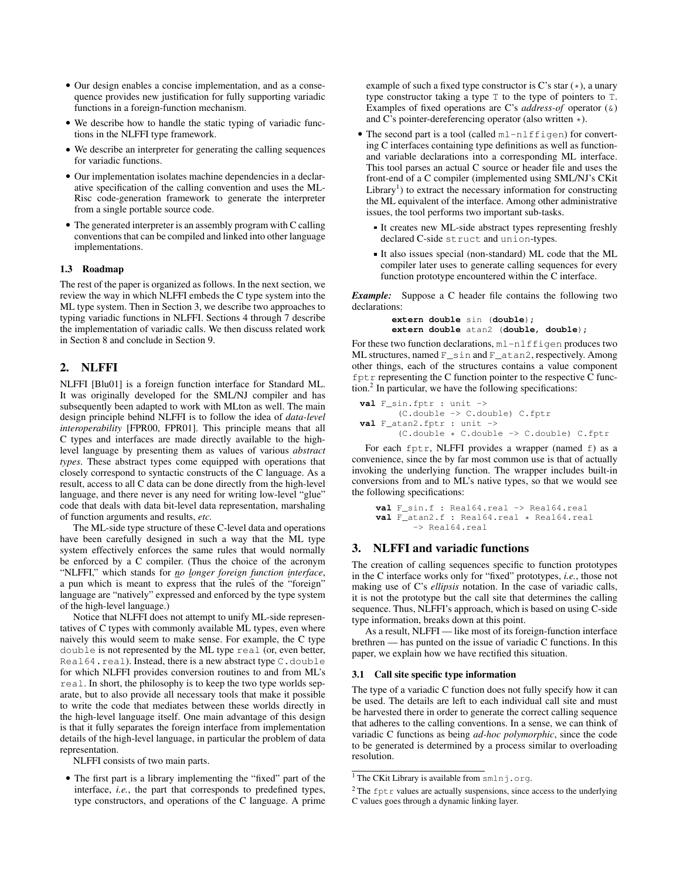- Our design enables a concise implementation, and as a consequence provides new justification for fully supporting variadic functions in a foreign-function mechanism.
- We describe how to handle the static typing of variadic functions in the NLFFI type framework.
- We describe an interpreter for generating the calling sequences for variadic functions.
- Our implementation isolates machine dependencies in a declarative specification of the calling convention and uses the ML-Risc code-generation framework to generate the interpreter from a single portable source code.
- The generated interpreter is an assembly program with C calling conventions that can be compiled and linked into other language implementations.

### 1.3 Roadmap

The rest of the paper is organized as follows. In the next section, we review the way in which NLFFI embeds the C type system into the ML type system. Then in Section 3, we describe two approaches to typing variadic functions in NLFFI. Sections 4 through 7 describe the implementation of variadic calls. We then discuss related work in Section 8 and conclude in Section 9.

## 2. NLFFI

NLFFI [Blu01] is a foreign function interface for Standard ML. It was originally developed for the SML/NJ compiler and has subsequently been adapted to work with MLton as well. The main design principle behind NLFFI is to follow the idea of *data-level interoperability* [FPR00, FPR01]. This principle means that all C types and interfaces are made directly available to the high-level language by presenting them as values of various *abstract types*. These abstract types come equipped with operations that closely correspond to syntactic constructs of the C language. As a result, access to all C data can be done directly from the high-level language, and there never is any need for writing low-level "glue" code that deals with data bit-level data representation, marshaling of function arguments and results, *etc.*

The ML-side type structure of these C-level data and operations have been carefully designed in such a way that the ML type system effectively enforces the same rules that would normally be enforced by a C compiler. (Thus the choice of the acronym "NLFFI," which stands for ***no** **l**onger **f**oreign **f**unction **i**nterface*, a pun which is meant to express that the rules of the "foreign" language are "natively" expressed and enforced by the type system of the high-level language.)

Notice that NLFFI does not attempt to unify ML-side representatives of C types with commonly available ML types, even where naively this would seem to make sense. For example, the C type `double` is not represented by the ML type `real` (or, even better, `Real64.real`). Instead, there is a new abstract type `C.double` for which NLFFI provides conversion routines to and from ML's `real`. In short, the philosophy is to keep the two type worlds separate, but to also provide all necessary tools that make it possible to write the code that mediates between these worlds directly in the high-level language itself. One main advantage of this design is that it fully separates the foreign interface from implementation details of the high-level language, in particular the problem of data representation.

NLFFI consists of two main parts.

- The first part is a library implementing the "fixed" part of the interface, *i.e.*, the part that corresponds to predefined types, type constructors, and operations of the C language. A prime example of such a fixed type constructor is C's star (`*`), a unary type constructor taking a type `T` to the type of pointers to `T`. Examples of fixed operations are C's *address-of* operator (`&`) and C's pointer-dereferencing operator (also written `*`).
- The second part is a tool (called `ml-nlffigen`) for converting C interfaces containing type definitions as well as function- and variable declarations into a corresponding ML interface. This tool parses an actual C source or header file and uses the front-end of a C compiler (implemented using SML/NJ's CKit Library[1]) to extract the necessary information for constructing the ML equivalent of the interface. Among other administrative issues, the tool performs two important sub-tasks.
  - It creates new ML-side abstract types representing freshly declared C-side `struct` and `union`-types.
  - It also issues special (non-standard) ML code that the ML compiler later uses to generate calling sequences for every function prototype encountered within the C interface.

***Example:*** Suppose a C header file contains the following two declarations:

```
extern double sin (double);
extern double atan2 (double, double);
```

For these two function declarations, `ml-nlffigen` produces two ML structures, named `F_sin` and `F_atan2`, respectively. Among other things, each of the structures contains a value component `fptr` representing the C function pointer to the respective C function.[2] In particular, we have the following specifications:

```
val F_sin.fptr : unit ->
      (C.double -> C.double) C.fptr
val F_atan2.fptr : unit ->
      (C.double * C.double -> C.double) C.fptr
```

For each `fptr`, NLFFI provides a wrapper (named `f`) as a convenience, since the by far most common use is that of actually invoking the underlying function. The wrapper includes built-in conversions from and to ML's native types, so that we would see the following specifications:

```
val F_sin.f : Real64.real -> Real64.real
val F_atan2.f : Real64.real * Real64.real
      -> Real64.real
```

## 3. NLFFI and variadic functions

The creation of calling sequences specific to function prototypes in the C interface works only for "fixed" prototypes, *i.e.*, those not making use of C's *ellipsis* notation. In the case of variadic calls, it is not the prototype but the call site that determines the calling sequence. Thus, NLFFI's approach, which is based on using C-side type information, breaks down at this point.

As a result, NLFFI — like most of its foreign-function interface brethren — has punted on the issue of variadic C functions. In this paper, we explain how we have rectified this situation.

### 3.1 Call site specific type information

The type of a variadic C function does not fully specify how it can be used. The details are left to each individual call site and must be harvested there in order to generate the correct calling sequence that adheres to the calling conventions. In a sense, we can think of variadic C functions as being *ad-hoc polymorphic*, since the code to be generated is determined by a process similar to overloading resolution.

---

[1] The CKit Library is available from `smlnj.org`.

[2] The `fptr` values are actually suspensions, since access to the underlying C values goes through a dynamic linking layer.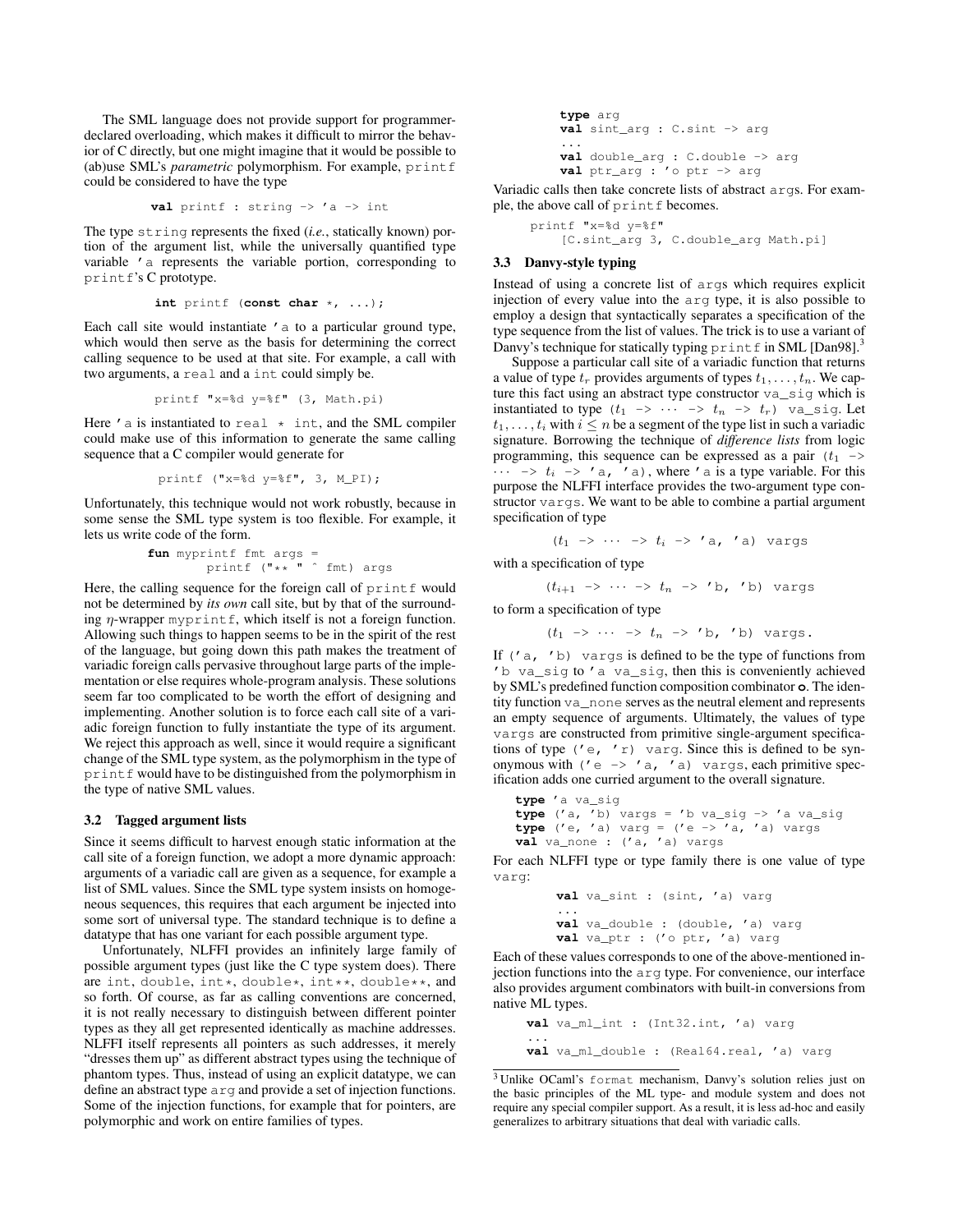The SML language does not provide support for programmer-declared overloading, which makes it difficult to mirror the behavior of C directly, but one might imagine that it would be possible to (ab)use SML's *parametric* polymorphism. For example, `printf` could be considered to have the type

```
val printf : string -> 'a -> int
```

The type `string` represents the fixed (*i.e.*, statically known) portion of the argument list, while the universally quantified type variable `'a` represents the variable portion, corresponding to `printf`'s C prototype.

```
int printf (const char *, ...);
```

Each call site would instantiate `'a` to a particular ground type, which would then serve as the basis for determining the correct calling sequence to be used at that site. For example, a call with two arguments, a `real` and a `int` could simply be.

```
printf "x=%d y=%f" (3, Math.pi)
```

Here `'a` is instantiated to `real * int`, and the SML compiler could make use of this information to generate the same calling sequence that a C compiler would generate for

```
printf ("x=%d y=%f", 3, M_PI);
```

Unfortunately, this technique would not work robustly, because in some sense the SML type system is too flexible. For example, it lets us write code of the form.

```
fun myprintf fmt args =
      printf ("** " ^ fmt) args
```

Here, the calling sequence for the foreign call of `printf` would not be determined by *its own* call site, but by that of the surrounding $\eta$-wrapper `myprintf`, which itself is not a foreign function. Allowing such things to happen seems to be in the spirit of the rest of the language, but going down this path makes the treatment of variadic foreign calls pervasive throughout large parts of the implementation or else requires whole-program analysis. These solutions seem far too complicated to be worth the effort of designing and implementing. Another solution is to force each call site of a variadic foreign function to fully instantiate the type of its argument. We reject this approach as well, since it would require a significant change of the SML type system, as the polymorphism in the type of `printf` would have to be distinguished from the polymorphism in the type of native SML values.

### 3.2 Tagged argument lists

Since it seems difficult to harvest enough static information at the call site of a foreign function, we adopt a more dynamic approach: arguments of a variadic call are given as a sequence, for example a list of SML values. Since the SML type system insists on homogeneous sequences, this requires that each argument be injected into some sort of universal type. The standard technique is to define a datatype that has one variant for each possible argument type.

Unfortunately, NLFFI provides an infinitely large family of possible argument types (just like the C type system does). There are `int`, `double`, `int*`, `double*`, `int**`, `double**`, and so forth. Of course, as far as calling conventions are concerned, it is not really necessary to distinguish between different pointer types as they all get represented identically as machine addresses. NLFFI itself represents all pointers as such addresses, it merely "dresses them up" as different abstract types using the technique of phantom types. Thus, instead of using an explicit datatype, we can define an abstract type `arg` and provide a set of injection functions. Some of the injection functions, for example that for pointers, are polymorphic and work on entire families of types.

```
type arg
val sint_arg : C.sint -> arg
...
val double_arg : C.double -> arg
val ptr_arg : 'o ptr -> arg
```

Variadic calls then take concrete lists of abstract `arg`s. For example, the above call of `printf` becomes.

```
printf "x=%d y=%f"
    [C.sint_arg 3, C.double_arg Math.pi]
```

### 3.3 Danvy-style typing

Instead of using a concrete list of `arg`s which requires explicit injection of every value into the `arg` type, it is also possible to employ a design that syntactically separates a specification of the type sequence from the list of values. The trick is to use a variant of Danvy's technique for statically typing `printf` in SML [Dan98].[3]

Suppose a particular call site of a variadic function that returns a value of type $t_r$ provides arguments of types $t_1, \ldots, t_n$. We capture this fact using an abstract type constructor `va_sig` which is instantiated to type ($t_1$ `->` $\cdots$ `->` $t_n$ `->` $t_r$) `va_sig`. Let $t_1, \ldots, t_i$ with $i \leq n$ be a segment of the type list in such a variadic signature. Borrowing the technique of *difference lists* from logic programming, this sequence can be expressed as a pair ($t_1$ `->` $\cdots$ `->` $t_i$ `-> 'a, 'a`), where `'a` is a type variable. For this purpose the NLFFI interface provides the two-argument type constructor `vargs`. We want to be able to combine a partial argument specification of type

$$(t_1 \texttt{ -> } \cdots \texttt{ -> } t_i \texttt{ -> 'a, 'a) vargs}$$

with a specification of type

$$(t_{i+1} \texttt{ -> } \cdots \texttt{ -> } t_n \texttt{ -> 'b, 'b) vargs}$$

to form a specification of type

$$(t_1 \texttt{ -> } \cdots \texttt{ -> } t_n \texttt{ -> 'b, 'b) vargs.}$$

If `('a, 'b) vargs` is defined to be the type of functions from `'b va_sig` to `'a va_sig`, then this is conveniently achieved by SML's predefined function composition combinator **o**. The identity function `va_none` serves as the neutral element and represents an empty sequence of arguments. Ultimately, the values of type `vargs` are constructed from primitive single-argument specifications of type `('e, 'r) varg`. Since this is defined to be synonymous with `('e -> 'a, 'a) vargs`, each primitive specification adds one curried argument to the overall signature.

```
type 'a va_sig
type ('a, 'b) vargs = 'b va_sig -> 'a va_sig
type ('e, 'a) varg = ('e -> 'a, 'a) vargs
val va_none : ('a, 'a) vargs
```

For each NLFFI type or type family there is one value of type `varg`:

```
val va_sint : (sint, 'a) varg
...
val va_double : (double, 'a) varg
val va_ptr : ('o ptr, 'a) varg
```

Each of these values corresponds to one of the above-mentioned injection functions into the `arg` type. For convenience, our interface also provides argument combinators with built-in conversions from native ML types.

```
val va_ml_int : (Int32.int, 'a) varg
...
val va_ml_double : (Real64.real, 'a) varg
```

[3] Unlike OCaml's `format` mechanism, Danvy's solution relies just on the basic principles of the ML type- and module system and does not require any special compiler support. As a result, it is less ad-hoc and easily generalizes to arbitrary situations that deal with variadic calls.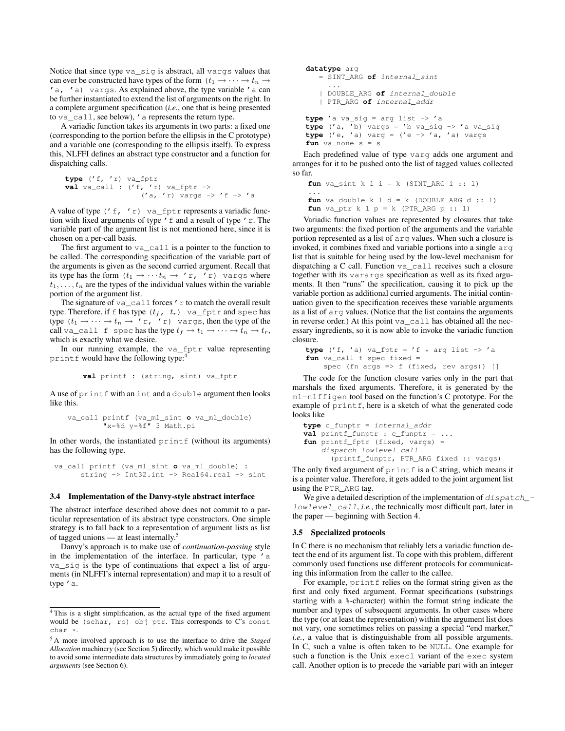Notice that since type `va_sig` is abstract, all `vargs` values that can ever be constructed have types of the form `(`$t_1 \to \cdots \to t_n \to$ `'a, 'a) vargs`. As explained above, the type variable `'a` can be further instantiated to extend the list of arguments on the right. In a complete argument specification (*i.e.*, one that is being presented to `va_call`, see below), `'a` represents the return type.

A variadic function takes its arguments in two parts: a fixed one (corresponding to the portion before the ellipsis in the C prototype) and a variable one (corresponding to the ellipsis itself). To express this, NLFFI defines an abstract type constructor and a function for dispatching calls.

```
type ('f, 'r) va_fptr
val va_call : ('f, 'r) va_fptr ->
                ('a, 'r) vargs -> 'f -> 'a
```

A value of type `('f, 'r) va_fptr` represents a variadic function with fixed arguments of type `'f` and a result of type `'r`. The variable part of the argument list is not mentioned here, since it is chosen on a per-call basis.

The first argument to `va_call` is a pointer to the function to be called. The corresponding specification of the variable part of the arguments is given as the second curried argument. Recall that its type has the form `(`$t_1 \to \cdots t_n \to$ `'r, 'r) vargs` where $t_1, \ldots, t_n$ are the types of the individual values within the variable portion of the argument list.

The signature of `va_call` forces `'r` to match the overall result type. Therefore, if `f` has type `(`$t_f$`, `$t_r$`) va_fptr` and `spec` has type `(`$t_1 \to \cdots \to t_n \to$ `'r, 'r) vargs`, then the type of the call `va_call f spec` has the type $t_f \to t_1 \to \cdots \to t_n \to t_r$, which is exactly what we desire.

In our running example, the `va_fptr` value representing `printf` would have the following type:[4]

```
val printf : (string, sint) va_fptr
```

A use of `printf` with an `int` and a `double` argument then looks like this.

```
va_call printf (va_ml_sint o va_ml_double)
        "x=%d y=%f" 3 Math.pi
```

In other words, the instantiated `printf` (without its arguments) has the following type.

```
va_call printf (va_ml_sint o va_ml_double) :
      string -> Int32.int -> Real64.real -> sint
```

### 3.4 Implementation of the Danvy-style abstract interface

The abstract interface described above does not commit to a particular representation of its abstract type constructors. One simple strategy is to fall back to a representation of argument lists as list of tagged unions — at least internally.[5]

Danvy's approach is to make use of *continuation-passing* style in the implementation of the interface. In particular, type `'a va_sig` is the type of continuations that expect a list of arguments (in NLFFI's internal representation) and map it to a result of type `'a`.

```
datatype arg
   = SINT_ARG of internal_sint
     ...
   | DOUBLE_ARG of internal_double
   | PTR_ARG of internal_addr

type 'a va_sig = arg list -> 'a
type ('a, 'b) vargs = 'b va_sig -> 'a va_sig
type ('e, 'a) varg = ('e -> 'a, 'a) vargs
fun va_none s = s
```

Each predefined value of type `varg` adds one argument and arranges for it to be pushed onto the list of tagged values collected so far.

```
fun va_sint k l i = k (SINT_ARG i :: l)
...
fun va_double k l d = k (DOUBLE_ARG d :: l)
fun va_ptr k l p = k (PTR_ARG p :: l)
```

Variadic function values are represented by closures that take two arguments: the fixed portion of the arguments and the variable portion represented as a list of `arg` values. When such a closure is invoked, it combines fixed and variable portions into a single `arg` list that is suitable for being used by the low-level mechanism for dispatching a C call. Function `va_call` receives such a closure together with its `varargs` specification as well as its fixed arguments. It then "runs" the specification, causing it to pick up the variable portion as additional curried arguments. The initial continuation given to the specification receives these variable arguments as a list of `arg` values. (Notice that the list contains the arguments in reverse order.) At this point `va_call` has obtained all the necessary ingredients, so it is now able to invoke the variadic function closure.

```
type ('f, 'a) va_fptr = 'f * arg list -> 'a
fun va_call f spec fixed =
    spec (fn args => f (fixed, rev args)) []
```

The code for the function closure varies only in the part that marshals the fixed arguments. Therefore, it is generated by the `ml-nlffigen` tool based on the function's C prototype. For the example of `printf`, here is a sketch of what the generated code looks like

```
type c_funptr = internal_addr
val printf_funptr : c_funptr = ...
fun printf_fptr (fixed, vargs) =
    dispatch_lowlevel_call
      (printf_funptr, PTR_ARG fixed :: vargs)
```

The only fixed argument of `printf` is a C string, which means it is a pointer value. Therefore, it gets added to the joint argument list using the `PTR_ARG` tag.

We give a detailed description of the implementation of *`dispatch_lowlevel_call`*, *i.e.*, the technically most difficult part, later in the paper — beginning with Section 4.

### 3.5 Specialized protocols

In C there is no mechanism that reliably lets a variadic function detect the end of its argument list. To cope with this problem, different commonly used functions use different protocols for communicating this information from the caller to the callee.

For example, `printf` relies on the format string given as the first and only fixed argument. Format specifications (substrings starting with a `%`-character) within the format string indicate the number and types of subsequent arguments. In other cases where the type (or at least the representation) within the argument list does not vary, one sometimes relies on passing a special "end marker," *i.e.*, a value that is distinguishable from all possible arguments. In C, such a value is often taken to be `NULL`. One example for such a function is the Unix `execl` variant of the `exec` system call. Another option is to precede the variable part with an integer

---

[4] This is a slight simplification, as the actual type of the fixed argument would be `(schar, ro) obj ptr`. This corresponds to C's `const char *`.

[5] A more involved approach is to use the interface to drive the *Staged Allocation* machinery (see Section 5) directly, which would make it possible to avoid some intermediate data structures by immediately going to *located arguments* (see Section 6).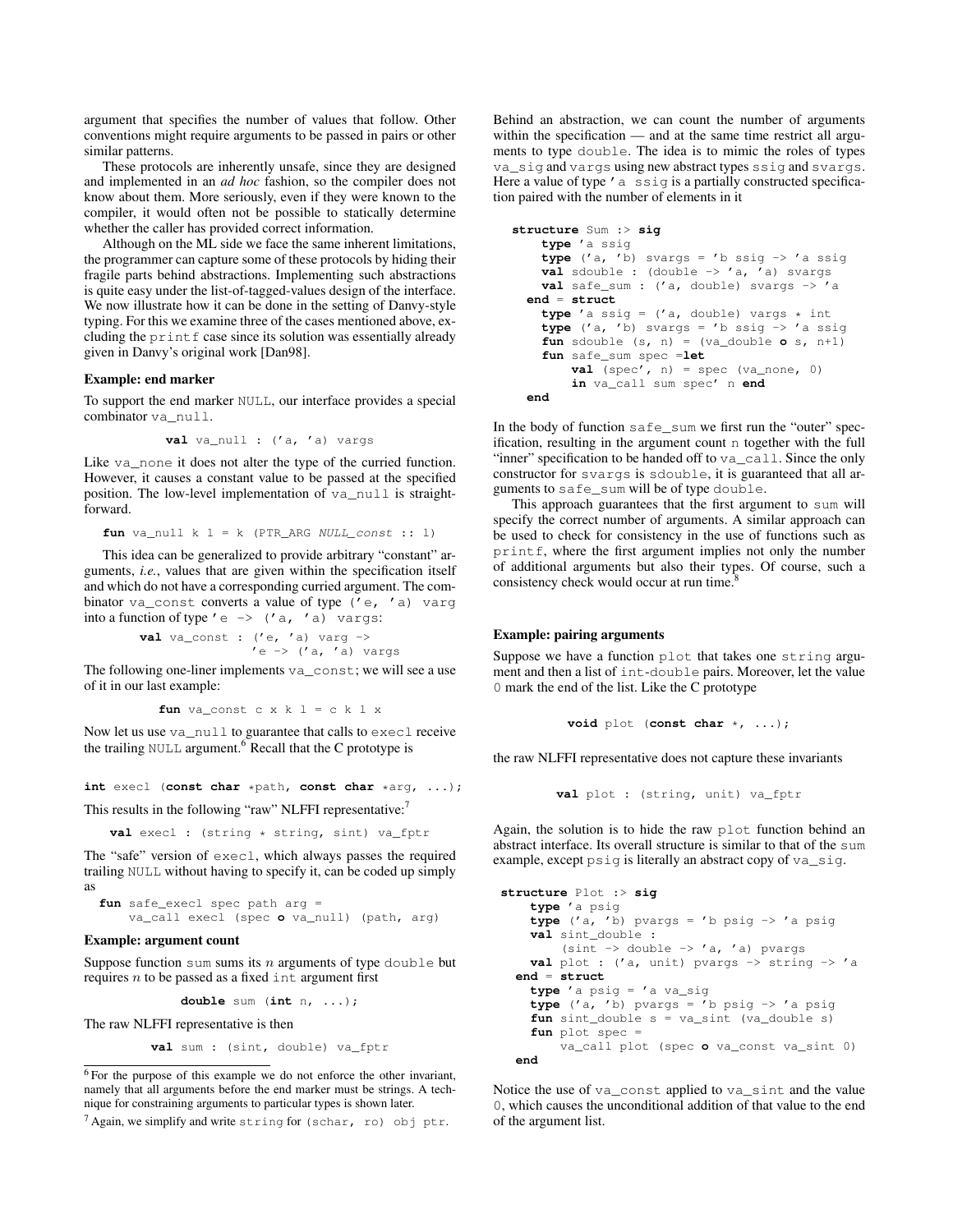argument that specifies the number of values that follow. Other conventions might require arguments to be passed in pairs or other similar patterns.

These protocols are inherently unsafe, since they are designed and implemented in an *ad hoc* fashion, so the compiler does not know about them. More seriously, even if they were known to the compiler, it would often not be possible to statically determine whether the caller has provided correct information.

Although on the ML side we face the same inherent limitations, the programmer can capture some of these protocols by hiding their fragile parts behind abstractions. Implementing such abstractions is quite easy under the list-of-tagged-values design of the interface. We now illustrate how it can be done in the setting of Danvy-style typing. For this we examine three of the cases mentioned above, excluding the `printf` case since its solution was essentially already given in Danvy's original work [Dan98].

### Example: end marker

To support the end marker `NULL`, our interface provides a special combinator `va_null`.

```
val va_null : ('a, 'a) vargs
```

Like `va_none` it does not alter the type of the curried function. However, it causes a constant value to be passed at the specified position. The low-level implementation of `va_null` is straightforward.

```
fun va_null k l = k (PTR_ARG NULL_const :: l)
```

This idea can be generalized to provide arbitrary "constant" arguments, *i.e.*, values that are given within the specification itself and which do not have a corresponding curried argument. The combinator `va_const` converts a value of type `('e, 'a) varg` into a function of type `'e -> ('a, 'a) vargs`:

```
val va_const : ('e, 'a) varg ->
               'e -> ('a, 'a) vargs
```

The following one-liner implements `va_const`; we will see a use of it in our last example:

```
fun va_const c x k l = c k l x
```

Now let us use `va_null` to guarantee that calls to `execl` receive the trailing `NULL` argument.[6] Recall that the C prototype is

```
int execl (const char *path, const char *arg, ...);
```

This results in the following "raw" NLFFI representative:[7]

```
val execl : (string * string, sint) va_fptr
```

The "safe" version of `execl`, which always passes the required trailing `NULL` without having to specify it, can be coded up simply as

```
fun safe_execl spec path arg =
    va_call execl (spec o va_null) (path, arg)
```

### Example: argument count

Suppose function `sum` sums its $n$ arguments of type `double` but requires $n$ to be passed as a fixed `int` argument first

```
double sum (int n, ...);
```

The raw NLFFI representative is then

```
val sum : (sint, double) va_fptr
```

Behind an abstraction, we can count the number of arguments within the specification — and at the same time restrict all arguments to type `double`. The idea is to mimic the roles of types `va_sig` and `vargs` using new abstract types `ssig` and `svargs`. Here a value of type `'a ssig` is a partially constructed specification paired with the number of elements in it

```
structure Sum :> sig
    type 'a ssig
    type ('a, 'b) svargs = 'b ssig -> 'a ssig
    val sdouble : (double -> 'a, 'a) svargs
    val safe_sum : ('a, double) svargs -> 'a
  end = struct
    type 'a ssig = ('a, double) vargs * int
    type ('a, 'b) svargs = 'b ssig -> 'a ssig
    fun sdouble (s, n) = (va_double o s, n+1)
    fun safe_sum spec =let
        val (spec', n) = spec (va_none, 0)
        in va_call sum spec' n end
  end
```

In the body of function `safe_sum` we first run the "outer" specification, resulting in the argument count `n` together with the full "inner" specification to be handed off to `va_call`. Since the only constructor for `svargs` is `sdouble`, it is guaranteed that all arguments to `safe_sum` will be of type `double`.

This approach guarantees that the first argument to `sum` will specify the correct number of arguments. A similar approach can be used to check for consistency in the use of functions such as `printf`, where the first argument implies not only the number of additional arguments but also their types. Of course, such a consistency check would occur at run time.[8]

### Example: pairing arguments

Suppose we have a function `plot` that takes one `string` argument and then a list of `int`-`double` pairs. Moreover, let the value `0` mark the end of the list. Like the C prototype

```
void plot (const char *, ...);
```

the raw NLFFI representative does not capture these invariants

```
val plot : (string, unit) va_fptr
```

Again, the solution is to hide the raw `plot` function behind an abstract interface. Its overall structure is similar to that of the `sum` example, except `psig` is literally an abstract copy of `va_sig`.

```
structure Plot :> sig
    type 'a psig
    type ('a, 'b) pvargs = 'b psig -> 'a psig
    val sint_double :
        (sint -> double -> 'a, 'a) pvargs
    val plot : ('a, unit) pvargs -> string -> 'a
  end = struct
    type 'a psig = 'a va_sig
    type ('a, 'b) pvargs = 'b psig -> 'a psig
    fun sint_double s = va_sint (va_double s)
    fun plot spec =
        va_call plot (spec o va_const va_sint 0)
  end
```

Notice the use of `va_const` applied to `va_sint` and the value `0`, which causes the unconditional addition of that value to the end of the argument list.

---

[6] For the purpose of this example we do not enforce the other invariant, namely that all arguments before the end marker must be strings. A technique for constraining arguments to particular types is shown later.

[7] Again, we simplify and write `string` for `(schar, ro) obj ptr`.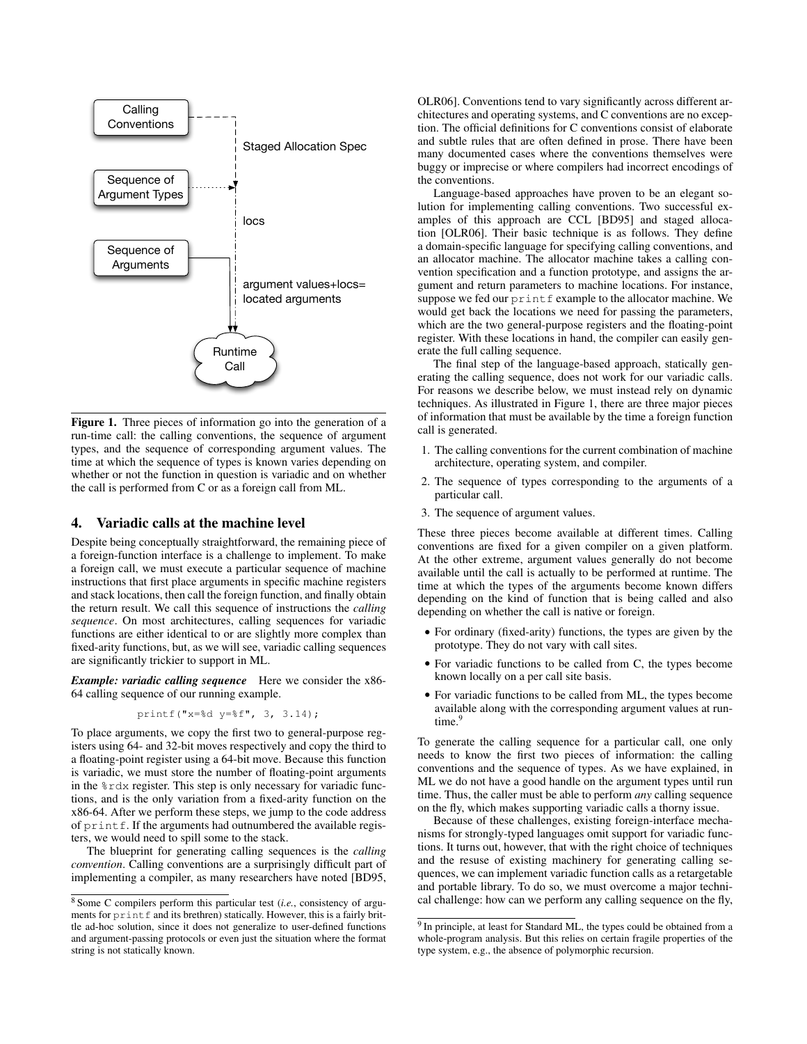Figure 1. Three pieces of information go into the generation of a run-time call: the calling conventions, the sequence of argument types, and the sequence of corresponding argument values. The time at which the sequence of types is known varies depending on whether or not the function in question is variadic and on whether the call is performed from C or as a foreign call from ML.

## 4. Variadic calls at the machine level

Despite being conceptually straightforward, the remaining piece of a foreign-function interface is a challenge to implement. To make a foreign call, we must execute a particular sequence of machine instructions that first place arguments in specific machine registers and stack locations, then call the foreign function, and finally obtain the return result. We call this sequence of instructions the *calling sequence*. On most architectures, calling sequences for variadic functions are either identical to or are slightly more complex than fixed-arity functions, but, as we will see, variadic calling sequences are significantly trickier to support in ML.

***Example: variadic calling sequence*** Here we consider the x86-64 calling sequence of our running example.

```
printf("x=%d y=%f", 3, 3.14);
```

To place arguments, we copy the first two to general-purpose registers using 64- and 32-bit moves respectively and copy the third to a floating-point register using a 64-bit move. Because this function is variadic, we must store the number of floating-point arguments in the `%rdx` register. This step is only necessary for variadic functions, and is the only variation from a fixed-arity function on the x86-64. After we perform these steps, we jump to the code address of `printf`. If the arguments had outnumbered the available registers, we would need to spill some to the stack.

The blueprint for generating calling sequences is the *calling convention*. Calling conventions are a surprisingly difficult part of implementing a compiler, as many researchers have noted [BD95, OLR06]. Conventions tend to vary significantly across different architectures and operating systems, and C conventions are no exception. The official definitions for C conventions consist of elaborate and subtle rules that are often defined in prose. There have been many documented cases where the conventions themselves were buggy or imprecise or where compilers had incorrect encodings of the conventions.

Language-based approaches have proven to be an elegant solution for implementing calling conventions. Two successful examples of this approach are CCL [BD95] and staged allocation [OLR06]. Their basic technique is as follows. They define a domain-specific language for specifying calling conventions, and an allocator machine. The allocator machine takes a calling convention specification and a function prototype, and assigns the argument and return parameters to machine locations. For instance, suppose we fed our `printf` example to the allocator machine. We would get back the locations we need for passing the parameters, which are the two general-purpose registers and the floating-point register. With these locations in hand, the compiler can easily generate the full calling sequence.

The final step of the language-based approach, statically generating the calling sequence, does not work for our variadic calls. For reasons we describe below, we must instead rely on dynamic techniques. As illustrated in Figure 1, there are three major pieces of information that must be available by the time a foreign function call is generated.

1. The calling conventions for the current combination of machine architecture, operating system, and compiler.
2. The sequence of types corresponding to the arguments of a particular call.
3. The sequence of argument values.

These three pieces become available at different times. Calling conventions are fixed for a given compiler on a given platform. At the other extreme, argument values generally do not become available until the call is actually to be performed at runtime. The time at which the types of the arguments become known differs depending on the kind of function that is being called and also depending on whether the call is native or foreign.

- For ordinary (fixed-arity) functions, the types are given by the prototype. They do not vary with call sites.
- For variadic functions to be called from C, the types become known locally on a per call site basis.
- For variadic functions to be called from ML, the types become available along with the corresponding argument values at runtime.[9]

To generate the calling sequence for a particular call, one only needs to know the first two pieces of information: the calling conventions and the sequence of types. As we have explained, in ML we do not have a good handle on the argument types until run time. Thus, the caller must be able to perform *any* calling sequence on the fly, which makes supporting variadic calls a thorny issue.

Because of these challenges, existing foreign-interface mechanisms for strongly-typed languages omit support for variadic functions. It turns out, however, that with the right choice of techniques and the reuse of existing machinery for generating calling sequences, we can implement variadic function calls as a retargetable and portable library. To do so, we must overcome a major technical challenge: how can we perform any calling sequence on the fly,

[8] Some C compilers perform this particular test (*i.e.*, consistency of arguments for `printf` and its brethren) statically. However, this is a fairly brittle ad-hoc solution, since it does not generalize to user-defined functions and argument-passing protocols or even just the situation where the format string is not statically known.

[9] In principle, at least for Standard ML, the types could be obtained from a whole-program analysis. But this relies on certain fragile properties of the type system, e.g., the absence of polymorphic recursion.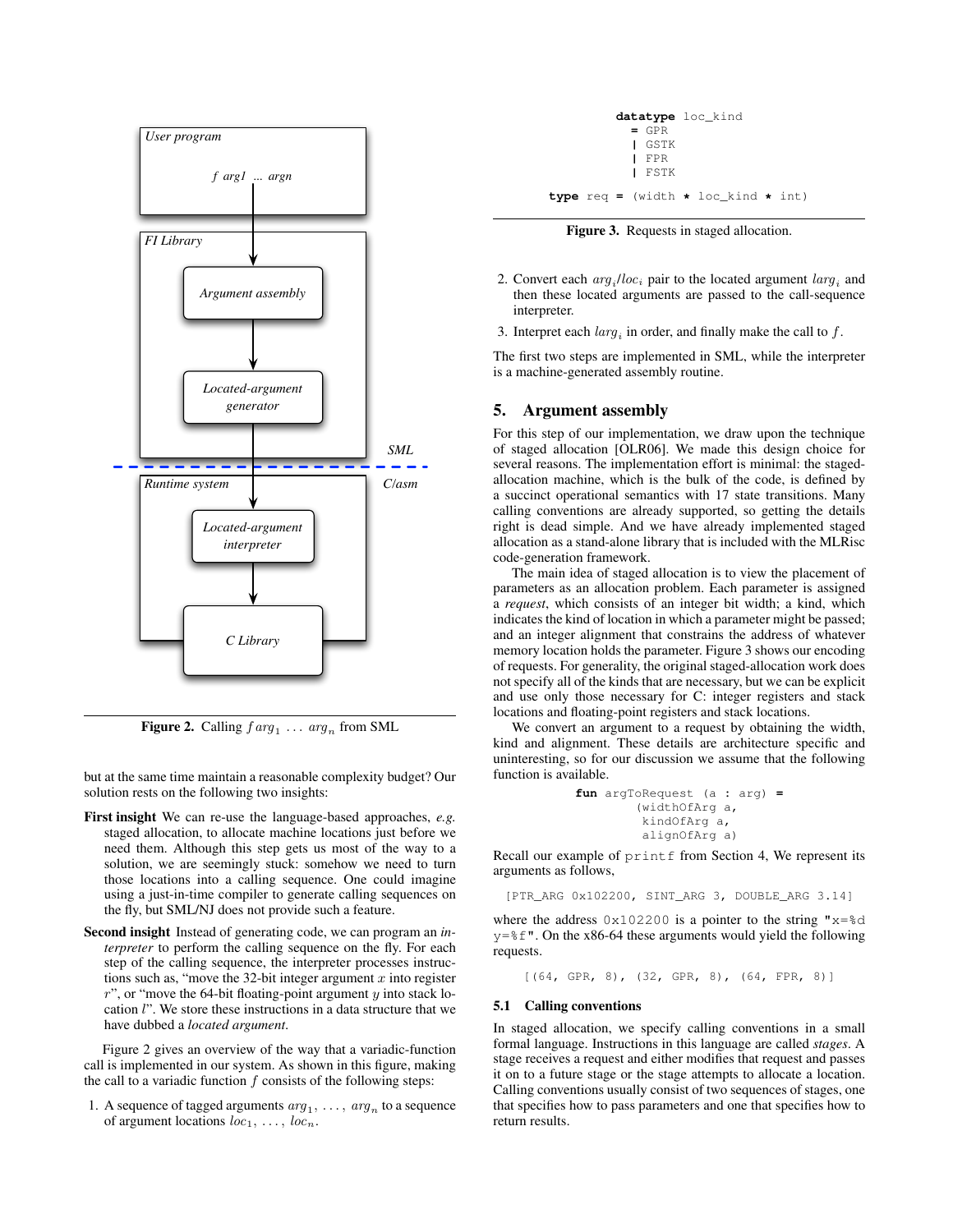Figure 2. Calling $f\ arg_1\ \ldots\ arg_n$ from SML

but at the same time maintain a reasonable complexity budget? Our solution rests on the following two insights:

**First insight** We can re-use the language-based approaches, *e.g.* staged allocation, to allocate machine locations just before we need them. Although this step gets us most of the way to a solution, we are seemingly stuck: somehow we need to turn those locations into a calling sequence. One could imagine using a just-in-time compiler to generate calling sequences on the fly, but SML/NJ does not provide such a feature.

**Second insight** Instead of generating code, we can program an *interpreter* to perform the calling sequence on the fly. For each step of the calling sequence, the interpreter processes instructions such as, "move the 32-bit integer argument $x$ into register $r$", or "move the 64-bit floating-point argument $y$ into stack location $l$". We store these instructions in a data structure that we have dubbed a *located argument*.

Figure 2 gives an overview of the way that a variadic-function call is implemented in our system. As shown in this figure, making the call to a variadic function $f$ consists of the following steps:

1. A sequence of tagged arguments $arg_1, \ldots, arg_n$ to a sequence of argument locations $loc_1, \ldots, loc_n$.
2. Convert each $arg_i/loc_i$ pair to the located argument $larg_i$ and then these located arguments are passed to the call-sequence interpreter.
3. Interpret each $larg_i$ in order, and finally make the call to $f$.

The first two steps are implemented in SML, while the interpreter is a machine-generated assembly routine.

```
datatype loc_kind
  = GPR
  | GSTK
  | FPR
  | FSTK

type req = (width * loc_kind * int)
```

Figure 3. Requests in staged allocation.

## 5. Argument assembly

For this step of our implementation, we draw upon the technique of staged allocation [OLR06]. We made this design choice for several reasons. The implementation effort is minimal: the staged-allocation machine, which is the bulk of the code, is defined by a succinct operational semantics with 17 state transitions. Many calling conventions are already supported, so getting the details right is dead simple. And we have already implemented staged allocation as a stand-alone library that is included with the MLRisc code-generation framework.

The main idea of staged allocation is to view the placement of parameters as an allocation problem. Each parameter is assigned a *request*, which consists of an integer bit width; a kind, which indicates the kind of location in which a parameter might be passed; and an integer alignment that constrains the address of whatever memory location holds the parameter. Figure 3 shows our encoding of requests. For generality, the original staged-allocation work does not specify all of the kinds that are necessary, but we can be explicit and use only those necessary for C: integer registers and stack locations and floating-point registers and stack locations.

We convert an argument to a request by obtaining the width, kind and alignment. These details are architecture specific and uninteresting, so for our discussion we assume that the following function is available.

```
fun argToRequest (a : arg) =
      (widthOfArg a,
       kindOfArg a,
       alignOfArg a)
```

Recall our example of `printf` from Section 4, We represent its arguments as follows,

```
[PTR_ARG 0x102200, SINT_ARG 3, DOUBLE_ARG 3.14]
```

where the address `0x102200` is a pointer to the string `"x=%d y=%f"`. On the x86-64 these arguments would yield the following requests.

```
[(64, GPR, 8), (32, GPR, 8), (64, FPR, 8)]
```

### 5.1 Calling conventions

In staged allocation, we specify calling conventions in a small formal language. Instructions in this language are called *stages*. A stage receives a request and either modifies that request and passes it on to a future stage or the stage attempts to allocate a location. Calling conventions usually consist of two sequences of stages, one that specifies how to pass parameters and one that specifies how to return results.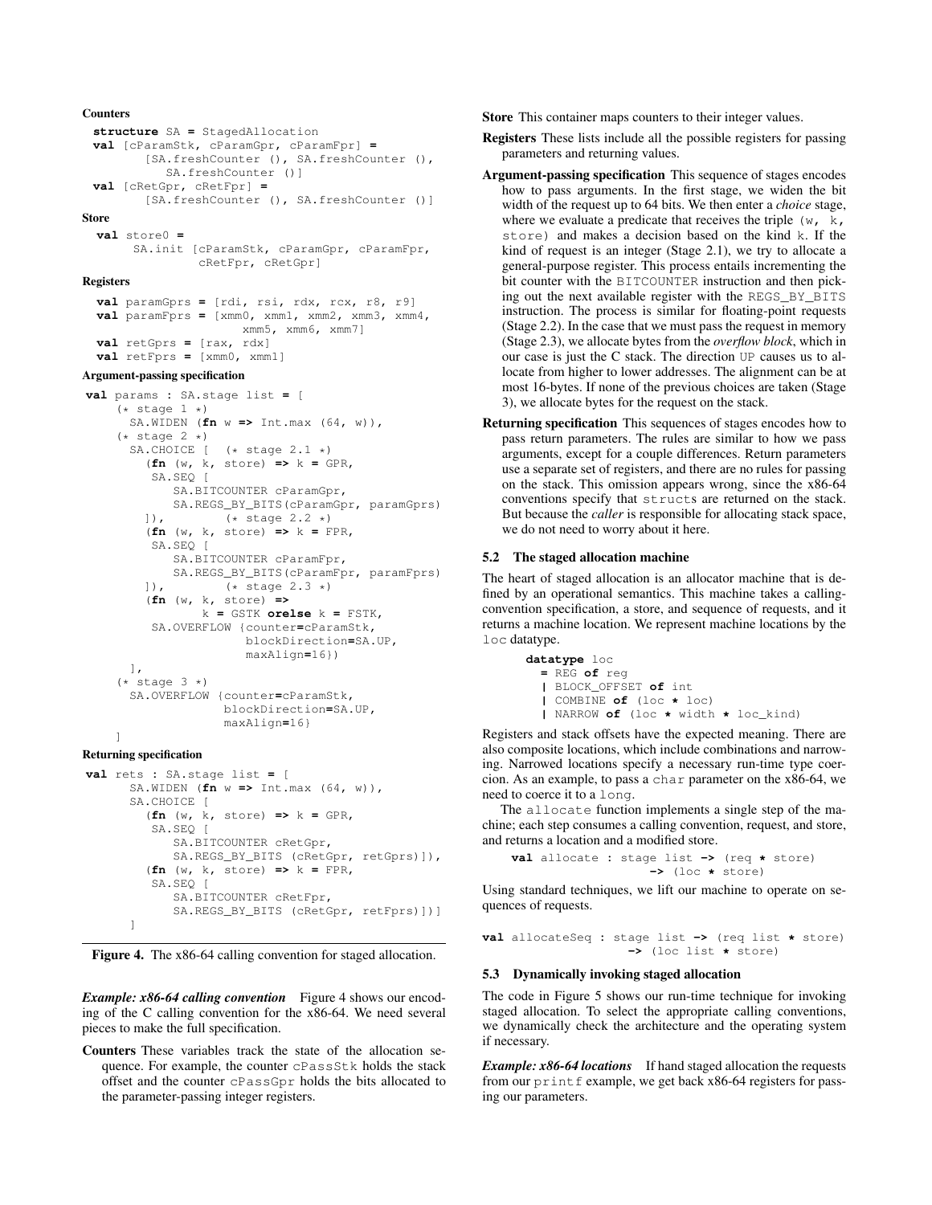**Counters**

```
structure SA = StagedAllocation
val [cParamStk, cParamGpr, cParamFpr] =
      [SA.freshCounter (), SA.freshCounter (),
         SA.freshCounter ()]
val [cRetGpr, cRetFpr] =
      [SA.freshCounter (), SA.freshCounter ()]
```

**Store**

```
val store0 =
    SA.init [cParamStk, cParamGpr, cParamFpr,
             cRetFpr, cRetGpr]
```

**Registers**

```
val paramGprs = [rdi, rsi, rdx, rcx, r8, r9]
val paramFprs = [xmm0, xmm1, xmm2, xmm3, xmm4,
                   xmm5, xmm6, xmm7]
val retGprs = [rax, rdx]
val retFprs = [xmm0, xmm1]
```

**Argument-passing specification**

```
val params : SA.stage list = [
    (* stage 1 *)
      SA.WIDEN (fn w => Int.max (64, w)),
    (* stage 2 *)
      SA.CHOICE [  (* stage 2.1 *)
        (fn (w, k, store) => k = GPR,
         SA.SEQ [
            SA.BITCOUNTER cParamGpr,
            SA.REGS_BY_BITS(cParamGpr, paramGprs)
        ]),         (* stage 2.2 *)
        (fn (w, k, store) => k = FPR,
         SA.SEQ [
            SA.BITCOUNTER cParamFpr,
            SA.REGS_BY_BITS(cParamFpr, paramFprs)
        ]),         (* stage 2.3 *)
        (fn (w, k, store) =>
              k = GSTK orelse k = FSTK,
         SA.OVERFLOW {counter=cParamStk,
                      blockDirection=SA.UP,
                      maxAlign=16})
      ],
    (* stage 3 *)
      SA.OVERFLOW {counter=cParamStk,
                   blockDirection=SA.UP,
                   maxAlign=16}
    ]
```

**Returning specification**

```
val rets : SA.stage list = [
      SA.WIDEN (fn w => Int.max (64, w)),
      SA.CHOICE [
        (fn (w, k, store) => k = GPR,
         SA.SEQ [
            SA.BITCOUNTER cRetGpr,
            SA.REGS_BY_BITS (cRetGpr, retGprs)]),
        (fn (w, k, store) => k = FPR,
         SA.SEQ [
            SA.BITCOUNTER cRetFpr,
            SA.REGS_BY_BITS (cRetGpr, retFprs)])]
      ]
```

**Figure 4.** The x86-64 calling convention for staged allocation.

***Example: x86-64 calling convention*** Figure 4 shows our encoding of the C calling convention for the x86-64. We need several pieces to make the full specification.

**Counters** These variables track the state of the allocation sequence. For example, the counter `cPassStk` holds the stack offset and the counter `cPassGpr` holds the bits allocated to the parameter-passing integer registers.

**Store** This container maps counters to their integer values.

**Registers** These lists include all the possible registers for passing parameters and returning values.

**Argument-passing specification** This sequence of stages encodes how to pass arguments. In the first stage, we widen the bit width of the request up to 64 bits. We then enter a *choice* stage, where we evaluate a predicate that receives the triple `(w, k, store)` and makes a decision based on the kind `k`. If the kind of request is an integer (Stage 2.1), we try to allocate a general-purpose register. This process entails incrementing the bit counter with the `BITCOUNTER` instruction and then picking out the next available register with the `REGS_BY_BITS` instruction. The process is similar for floating-point requests (Stage 2.2). In the case that we must pass the request in memory (Stage 2.3), we allocate bytes from the *overflow block*, which in our case is just the C stack. The direction `UP` causes us to allocate from higher to lower addresses. The alignment can be at most 16-bytes. If none of the previous choices are taken (Stage 3), we allocate bytes for the request on the stack.

**Returning specification** This sequences of stages encodes how to pass return parameters. The rules are similar to how we pass arguments, except for a couple differences. Return parameters use a separate set of registers, and there are no rules for passing on the stack. This omission appears wrong, since the x86-64 conventions specify that `structs` are returned on the stack. But because the *caller* is responsible for allocating stack space, we do not need to worry about it here.

### 5.2 The staged allocation machine

The heart of staged allocation is an allocator machine that is defined by an operational semantics. This machine takes a calling-convention specification, a store, and sequence of requests, and it returns a machine location. We represent machine locations by the `loc` datatype.

```
datatype loc
  = REG of reg
  | BLOCK_OFFSET of int
  | COMBINE of (loc * loc)
  | NARROW of (loc * width * loc_kind)
```

Registers and stack offsets have the expected meaning. There are also composite locations, which include combinations and narrowing. Narrowed locations specify a necessary run-time type coercion. As an example, to pass a `char` parameter on the x86-64, we need to coerce it to a `long`.

The `allocate` function implements a single step of the machine; each step consumes a calling convention, request, and store, and returns a location and a modified store.

```
val allocate : stage list -> (req * store)
                    -> (loc * store)
```

Using standard techniques, we lift our machine to operate on sequences of requests.

```
val allocateSeq : stage list -> (req list * store)
                    -> (loc list * store)
```

### 5.3 Dynamically invoking staged allocation

The code in Figure 5 shows our run-time technique for invoking staged allocation. To select the appropriate calling conventions, we dynamically check the architecture and the operating system if necessary.

***Example: x86-64 locations*** If hand staged allocation the requests from our `printf` example, we get back x86-64 registers for passing our parameters.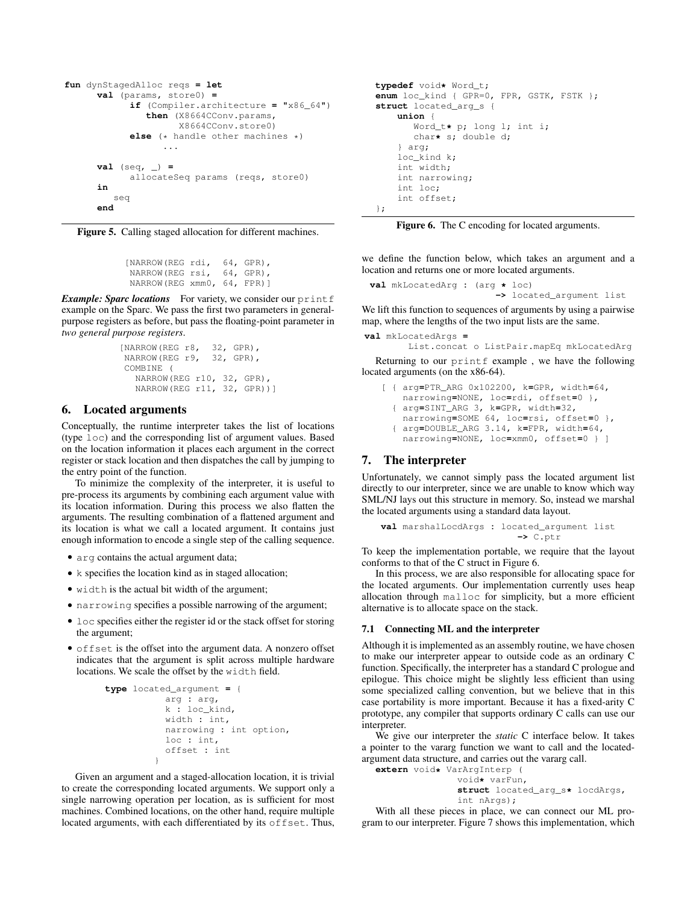```
fun dynStagedAlloc reqs = let
      val (params, store0) =
            if (Compiler.architecture = "x86_64")
               then (X8664CConv.params,
                     X8664CConv.store0)
            else (* handle other machines *)
                  ...

      val (seq, _) =
            allocateSeq params (reqs, store0)
      in
         seq
      end
```

**Figure 5.** Calling staged allocation for different machines.

```
[NARROW(REG rdi,  64, GPR),
 NARROW(REG rsi,  64, GPR),
 NARROW(REG xmm0, 64, FPR)]
```

***Example: Sparc locations*** For variety, we consider our `printf` example on the Sparc. We pass the first two parameters in general-purpose registers as before, but pass the floating-point parameter in *two general purpose registers*.

```
[NARROW(REG r8,  32, GPR),
 NARROW(REG r9,  32, GPR),
 COMBINE (
   NARROW(REG r10, 32, GPR),
   NARROW(REG r11, 32, GPR))]
```

## 6. Located arguments

Conceptually, the runtime interpreter takes the list of locations (type `loc`) and the corresponding list of argument values. Based on the location information it places each argument in the correct register or stack location and then dispatches the call by jumping to the entry point of the function.

To minimize the complexity of the interpreter, it is useful to pre-process its arguments by combining each argument value with its location information. During this process we also flatten the arguments. The resulting combination of a flattened argument and its location is what we call a located argument. It contains just enough information to encode a single step of the calling sequence.

- `arg` contains the actual argument data;
- `k` specifies the location kind as in staged allocation;
- `width` is the actual bit width of the argument;
- `narrowing` specifies a possible narrowing of the argument;
- `loc` specifies either the register id or the stack offset for storing the argument;
- `offset` is the offset into the argument data. A nonzero offset indicates that the argument is split across multiple hardware locations. We scale the offset by the `width` field.

```
type located_argument = {
          arg : arg,
          k : loc_kind,
          width : int,
          narrowing : int option,
          loc : int,
          offset : int
        }
```

Given an argument and a staged-allocation location, it is trivial to create the corresponding located arguments. We support only a single narrowing operation per location, as is sufficient for most machines. Combined locations, on the other hand, require multiple located arguments, with each differentiated by its `offset`. Thus,

```
typedef void* Word_t;
enum loc_kind { GPR=0, FPR, GSTK, FSTK };
struct located_arg_s {
    union {
       Word_t* p; long l; int i;
       char* s; double d;
    } arg;
    loc_kind k;
    int width;
    int narrowing;
    int loc;
    int offset;
};
```

**Figure 6.** The C encoding for located arguments.

we define the function below, which takes an argument and a location and returns one or more located arguments.

```
val mkLocatedArg : (arg * loc)
                       -> located_argument list
```

We lift this function to sequences of arguments by using a pairwise map, where the lengths of the two input lists are the same.

```
val mkLocatedArgs =
      List.concat o ListPair.mapEq mkLocatedArg
```

Returning to our `printf` example , we have the following located arguments (on the x86-64).

```
[ { arg=PTR_ARG 0x102200, k=GPR, width=64,
    narrowing=NONE, loc=rdi, offset=0 },
  { arg=SINT_ARG 3, k=GPR, width=32,
    narrowing=SOME 64, loc=rsi, offset=0 },
  { arg=DOUBLE_ARG 3.14, k=FPR, width=64,
    narrowing=NONE, loc=xmm0, offset=0 } ]
```

## 7. The interpreter

Unfortunately, we cannot simply pass the located argument list directly to our interpreter, since we are unable to know which way SML/NJ lays out this structure in memory. So, instead we marshal the located arguments using a standard data layout.

```
val marshalLocdArgs : located_argument list
                          -> C.ptr
```

To keep the implementation portable, we require that the layout conforms to that of the C struct in Figure 6.

In this process, we are also responsible for allocating space for the located arguments. Our implementation currently uses heap allocation through `malloc` for simplicity, but a more efficient alternative is to allocate space on the stack.

### 7.1 Connecting ML and the interpreter

Although it is implemented as an assembly routine, we have chosen to make our interpreter appear to outside code as an ordinary C function. Specifically, the interpreter has a standard C prologue and epilogue. This choice might be slightly less efficient than using some specialized calling convention, but we believe that in this case portability is more important. Because it has a fixed-arity C prototype, any compiler that supports ordinary C calls can use our interpreter.

We give our interpreter the *static* C interface below. It takes a pointer to the vararg function we want to call and the located-argument data structure, and carries out the vararg call.

```
extern void* VarArgInterp (
             void* varFun,
             struct located_arg_s* locdArgs,
             int nArgs);
```

With all these pieces in place, we can connect our ML program to our interpreter. Figure 7 shows this implementation, which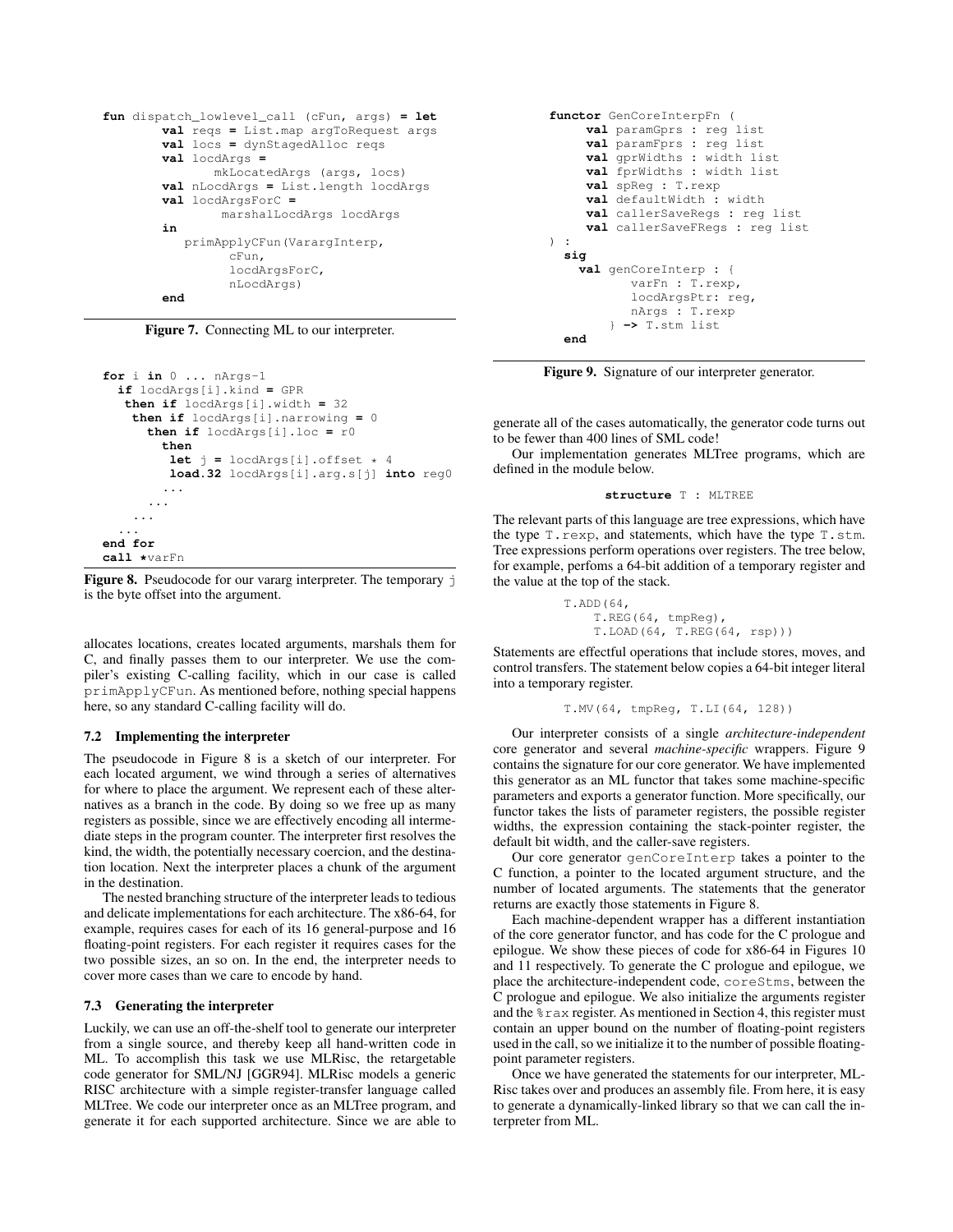```
fun dispatch_lowlevel_call (cFun, args) = let
        val reqs = List.map argToRequest args
        val locs = dynStagedAlloc reqs
        val locdArgs =
              mkLocatedArgs (args, locs)
        val nLocdArgs = List.length locdArgs
        val locdArgsForC =
               marshalLocdArgs locdArgs
        in
           primApplyCFun(VarargInterp,
                cFun,
                locdArgsForC,
                nLocdArgs)
        end
```

**Figure 7.** Connecting ML to our interpreter.

```
for i in 0 ... nArgs-1
  if locdArgs[i].kind = GPR
   then if locdArgs[i].width = 32
    then if locdArgs[i].narrowing = 0
      then if locdArgs[i].loc = r0
        then
         let j = locdArgs[i].offset * 4
         load.32 locdArgs[i].arg.s[j] into reg0
        ...
      ...
    ...
  ...
end for
call *varFn
```

**Figure 8.** Pseudocode for our vararg interpreter. The temporary j is the byte offset into the argument.

allocates locations, creates located arguments, marshals them for C, and finally passes them to our interpreter. We use the compiler's existing C-calling facility, which in our case is called primApplyCFun. As mentioned before, nothing special happens here, so any standard C-calling facility will do.

### 7.2 Implementing the interpreter

The pseudocode in Figure 8 is a sketch of our interpreter. For each located argument, we wind through a series of alternatives for where to place the argument. We represent each of these alternatives as a branch in the code. By doing so we free up as many registers as possible, since we are effectively encoding all intermediate steps in the program counter. The interpreter first resolves the kind, the width, the potentially necessary coercion, and the destination location. Next the interpreter places a chunk of the argument in the destination.

The nested branching structure of the interpreter leads to tedious and delicate implementations for each architecture. The x86-64, for example, requires cases for each of its 16 general-purpose and 16 floating-point registers. For each register it requires cases for the two possible sizes, an so on. In the end, the interpreter needs to cover more cases than we care to encode by hand.

### 7.3 Generating the interpreter

Luckily, we can use an off-the-shelf tool to generate our interpreter from a single source, and thereby keep all hand-written code in ML. To accomplish this task we use MLRisc, the retargetable code generator for SML/NJ [GGR94]. MLRisc models a generic RISC architecture with a simple register-transfer language called MLTree. We code our interpreter once as an MLTree program, and generate it for each supported architecture. Since we are able to generate all of the cases automatically, the generator code turns out to be fewer than 400 lines of SML code!

```
functor GenCoreInterpFn (
     val paramGprs : reg list
     val paramFprs : reg list
     val gprWidths : width list
     val fprWidths : width list
     val spReg : T.rexp
     val defaultWidth : width
     val callerSaveRegs : reg list
     val callerSaveFRegs : reg list
) :
  sig
    val genCoreInterp : {
          varFn : T.rexp,
          locdArgsPtr: reg,
          nArgs : T.rexp
        } -> T.stm list
  end
```

**Figure 9.** Signature of our interpreter generator.

Our implementation generates MLTree programs, which are defined in the module below.

```
structure T : MLTREE
```

The relevant parts of this language are tree expressions, which have the type T.rexp, and statements, which have the type T.stm. Tree expressions perform operations over registers. The tree below, for example, perfoms a 64-bit addition of a temporary register and the value at the top of the stack.

```
T.ADD(64,
    T.REG(64, tmpReg),
    T.LOAD(64, T.REG(64, rsp)))
```

Statements are effectful operations that include stores, moves, and control transfers. The statement below copies a 64-bit integer literal into a temporary register.

```
T.MV(64, tmpReg, T.LI(64, 128))
```

Our interpreter consists of a single *architecture-independent* core generator and several *machine-specific* wrappers. Figure 9 contains the signature for our core generator. We have implemented this generator as an ML functor that takes some machine-specific parameters and exports a generator function. More specifically, our functor takes the lists of parameter registers, the possible register widths, the expression containing the stack-pointer register, the default bit width, and the caller-save registers.

Our core generator genCoreInterp takes a pointer to the C function, a pointer to the located argument structure, and the number of located arguments. The statements that the generator returns are exactly those statements in Figure 8.

Each machine-dependent wrapper has a different instantiation of the core generator functor, and has code for the C prologue and epilogue. We show these pieces of code for x86-64 in Figures 10 and 11 respectively. To generate the C prologue and epilogue, we place the architecture-independent code, coreStms, between the C prologue and epilogue. We also initialize the arguments register and the %rax register. As mentioned in Section 4, this register must contain an upper bound on the number of floating-point registers used in the call, so we initialize it to the number of possible floating-point parameter registers.

Once we have generated the statements for our interpreter, MLRisc takes over and produces an assembly file. From here, it is easy to generate a dynamically-linked library so that we can call the interpreter from ML.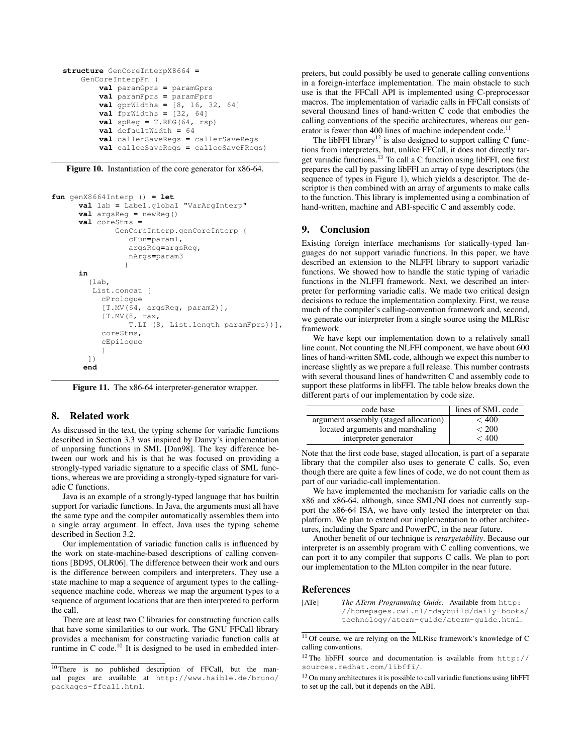```
structure GenCoreInterpX8664 =
    GenCoreInterpFn (
        val paramGprs = paramGprs
        val paramFprs = paramFprs
        val gprWidths = [8, 16, 32, 64]
        val fprWidths = [32, 64]
        val spReg = T.REG(64, rsp)
        val defaultWidth = 64
        val callerSaveRegs = callerSaveRegs
        val calleeSaveRegs = calleeSaveFRegs)
```

**Figure 10.** Instantiation of the core generator for x86-64.

```
fun genX8664Interp () = let
      val lab = Label.global "VarArgInterp"
      val argsReg = newReg()
      val coreStms =
            GenCoreInterp.genCoreInterp {
                cFun=param1,
                argsReg=argsReg,
                nArgs=param3
               }
      in
        (lab,
         List.concat [
           cPrologue
           [T.MV(64, argsReg, param2)],
           [T.MV(8, rax,
                 T.LI (8, List.length paramFprs))],
           coreStms,
           cEpilogue
           ]
         ])
      end
```

**Figure 11.** The x86-64 interpreter-generator wrapper.

## 8. Related work

As discussed in the text, the typing scheme for variadic functions described in Section 3.3 was inspired by Danvy's implementation of unparsing functions in SML [Dan98]. The key difference between our work and his is that he was focused on providing a strongly-typed variadic signature to a specific class of SML functions, whereas we are providing a strongly-typed signature for variadic C functions.

Java is an example of a strongly-typed language that has builtin support for variadic functions. In Java, the arguments must all have the same type and the compiler automatically assembles them into a single array argument. In effect, Java uses the typing scheme described in Section 3.2.

Our implementation of variadic function calls is influenced by the work on state-machine-based descriptions of calling conventions [BD95, OLR06]. The difference between their work and ours is the difference between compilers and interpreters. They use a state machine to map a sequence of argument types to the calling-sequence machine code, whereas we map the argument types to a sequence of argument locations that are then interpreted to perform the call.

There are at least two C libraries for constructing function calls that have some similarities to our work. The GNU FFCall library provides a mechanism for constructing variadic function calls at runtime in C code.[10] It is designed to be used in embedded interpreters, but could possibly be used to generate calling conventions in a foreign-interface implementation. The main obstacle to such use is that the FFCall API is implemented using C-preprocessor macros. The implementation of variadic calls in FFCall consists of several thousand lines of hand-written C code that embodies the calling conventions of the specific architectures, whereas our generator is fewer than 400 lines of machine independent code.[11]

The libFFI library[12] is also designed to support calling C functions from interpreters, but, unlike FFCall, it does not directly target variadic functions.[13] To call a C function using libFFI, one first prepares the call by passing libFFI an array of type descriptors (the sequence of types in Figure 1), which yields a descriptor. The descriptor is then combined with an array of arguments to make calls to the function. This library is implemented using a combination of hand-written, machine and ABI-specific C and assembly code.

## 9. Conclusion

Existing foreign interface mechanisms for statically-typed languages do not support variadic functions. In this paper, we have described an extension to the NLFFI library to support variadic functions. We showed how to handle the static typing of variadic functions in the NLFFI framework. Next, we described an interpreter for performing variadic calls. We made two critical design decisions to reduce the implementation complexity. First, we reuse much of the compiler's calling-convention framework and, second, we generate our interpreter from a single source using the MLRisc framework.

We have kept our implementation down to a relatively small line count. Not counting the NLFFI component, we have about 600 lines of hand-written SML code, although we expect this number to increase slightly as we prepare a full release. This number contrasts with several thousand lines of handwritten C and assembly code to support these platforms in libFFI. The table below breaks down the different parts of our implementation by code size.

| code base | lines of SML code |
|---|---|
| argument assembly (staged allocation) | $< 400$ |
| located arguments and marshaling | $< 200$ |
| interpreter generator | $< 400$ |

Note that the first code base, staged allocation, is part of a separate library that the compiler also uses to generate C calls. So, even though there are quite a few lines of code, we do not count them as part of our variadic-call implementation.

We have implemented the mechanism for variadic calls on the x86 and x86-64, although, since SML/NJ does not currently support the x86-64 ISA, we have only tested the interpreter on that platform. We plan to extend our implementation to other architectures, including the Sparc and PowerPC, in the near future.

Another benefit of our technique is *retargetability*. Because our interpreter is an assembly program with C calling conventions, we can port it to any compiler that supports C calls. We plan to port our implementation to the MLton compiler in the near future.

## References

[ATe] *The ATerm Programming Guide*. Available from http://homepages.cwi.nl/~daybuild/daily-books/technology/aterm-guide/aterm-guide.html.

---

[10] There is no published description of FFCall, but the manual pages are available at http://www.haible.de/bruno/packages-ffcall.html.

[11] Of course, we are relying on the MLRisc framework's knowledge of C calling conventions.

[12] The libFFI source and documentation is available from http://sources.redhat.com/libffi/.

[13] On many architectures it is possible to call variadic functions using libFFI to set up the call, but it depends on the ABI.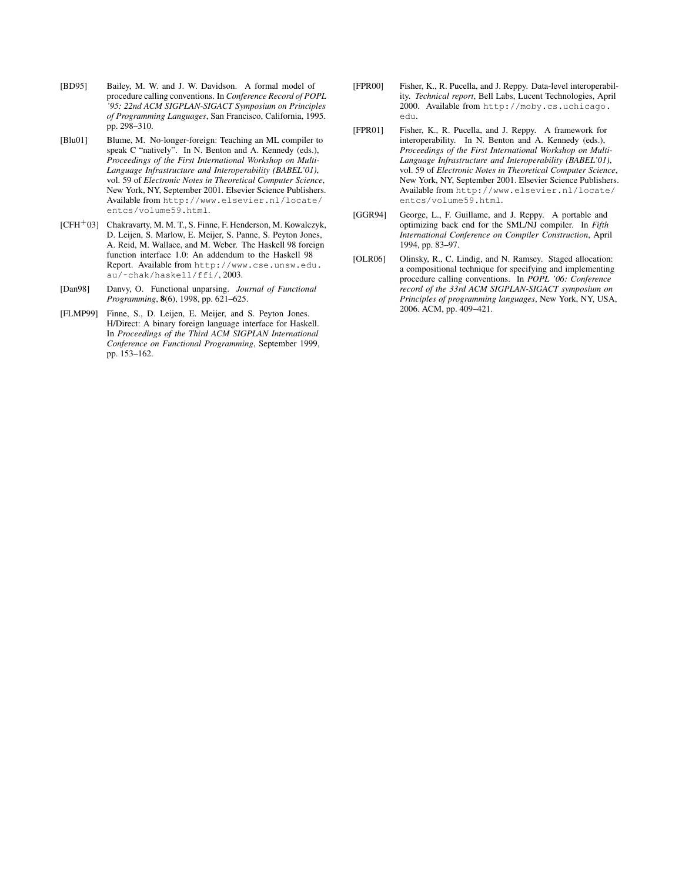[BD95] Bailey, M. W. and J. W. Davidson. A formal model of procedure calling conventions. In *Conference Record of POPL '95: 22nd ACM SIGPLAN-SIGACT Symposium on Principles of Programming Languages*, San Francisco, California, 1995. pp. 298–310.

[Blu01] Blume, M. No-longer-foreign: Teaching an ML compiler to speak C "natively". In N. Benton and A. Kennedy (eds.), *Proceedings of the First International Workshop on Multi-Language Infrastructure and Interoperability (BABEL'01)*, vol. 59 of *Electronic Notes in Theoretical Computer Science*, New York, NY, September 2001. Elsevier Science Publishers. Available from `http://www.elsevier.nl/locate/entcs/volume59.html`.

[CFH+03] Chakravarty, M. M. T., S. Finne, F. Henderson, M. Kowalczyk, D. Leijen, S. Marlow, E. Meijer, S. Panne, S. Peyton Jones, A. Reid, M. Wallace, and M. Weber. The Haskell 98 foreign function interface 1.0: An addendum to the Haskell 98 Report. Available from `http://www.cse.unsw.edu.au/~chak/haskell/ffi/`, 2003.

[Dan98] Danvy, O. Functional unparsing. *Journal of Functional Programming*, **8**(6), 1998, pp. 621–625.

[FLMP99] Finne, S., D. Leijen, E. Meijer, and S. Peyton Jones. H/Direct: A binary foreign language interface for Haskell. In *Proceedings of the Third ACM SIGPLAN International Conference on Functional Programming*, September 1999, pp. 153–162.

[FPR00] Fisher, K., R. Pucella, and J. Reppy. Data-level interoperability. *Technical report*, Bell Labs, Lucent Technologies, April 2000. Available from `http://moby.cs.uchicago.edu`.

[FPR01] Fisher, K., R. Pucella, and J. Reppy. A framework for interoperability. In N. Benton and A. Kennedy (eds.), *Proceedings of the First International Workshop on Multi-Language Infrastructure and Interoperability (BABEL'01)*, vol. 59 of *Electronic Notes in Theoretical Computer Science*, New York, NY, September 2001. Elsevier Science Publishers. Available from `http://www.elsevier.nl/locate/entcs/volume59.html`.

[GGR94] George, L., F. Guillame, and J. Reppy. A portable and optimizing back end for the SML/NJ compiler. In *Fifth International Conference on Compiler Construction*, April 1994, pp. 83–97.

[OLR06] Olinsky, R., C. Lindig, and N. Ramsey. Staged allocation: a compositional technique for specifying and implementing procedure calling conventions. In *POPL '06: Conference record of the 33rd ACM SIGPLAN-SIGACT symposium on Principles of programming languages*, New York, NY, USA, 2006. ACM, pp. 409–421.